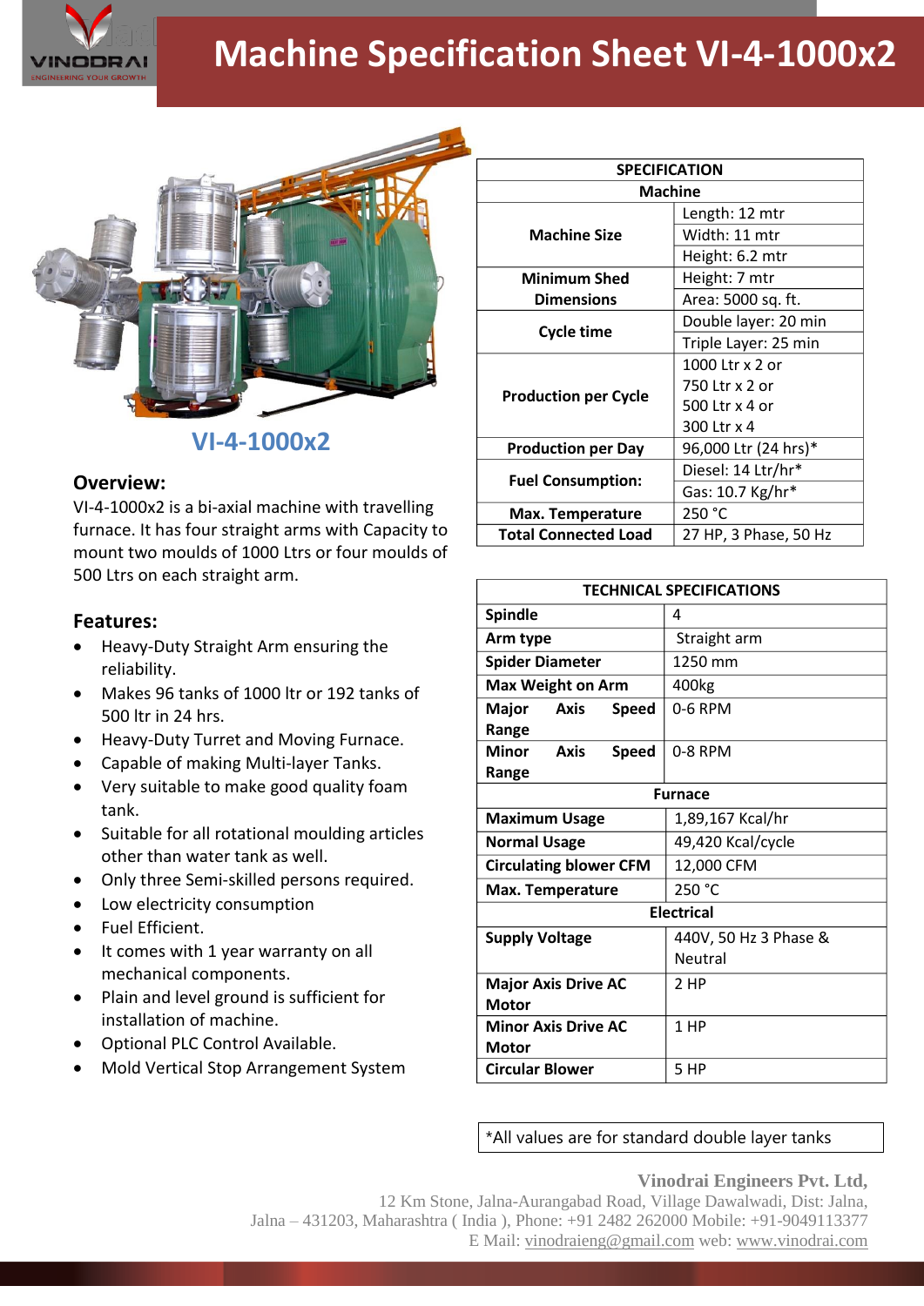# Machine Specification Sheet VI-4-1000x2

## VI-4-1000x2

### Overview:

VI-4-1000x2 is a bi-axial machine with travelling furnace. It has four straight arms with Capacity to mount two moulds of 1000 Ltrs or four moulds of 500 Ltrs on each straight arm.

### Features:

- Heavy-Duty Straight Arm ensuring the reliability.
- Makes 96 tanks of 1000 ltr or 192 tanks of 500 ltr in 24 hrs.
- Heavy-Duty Turret and Moving Furnace.
- Capable of making Multi-layer Tanks.
- Very suitable to make good quality foam tank.
- Suitable for all rotational moulding articles other than water tank as well.
- Only three Semi-skilled persons required.
- Low electricity consumption
- Fuel Efficient.
- It comes with 1 year warranty on all mechanical components.
- Plain and level ground is sufficient for installation of machine.
- Optional PLC Control Available.
- Mold Vertical Stop Arrangement System

| SPECIFICATION | |
|---|---|
| **Machine** | |
| **Machine Size** | Length: 12 mtr |
| | Width: 11 mtr |
| | Height: 6.2 mtr |
| **Minimum Shed Dimensions** | Height: 7 mtr |
| | Area: 5000 sq. ft. |
| **Cycle time** | Double layer: 20 min |
| | Triple Layer: 25 min |
| **Production per Cycle** | 1000 Ltr x 2 or<br>750 Ltr x 2 or<br>500 Ltr x 4 or<br>300 Ltr x 4 |
| **Production per Day** | 96,000 Ltr (24 hrs)* |
| **Fuel Consumption:** | Diesel: 14 Ltr/hr* |
| | Gas: 10.7 Kg/hr* |
| **Max. Temperature** | 250 °C |
| **Total Connected Load** | 27 HP, 3 Phase, 50 Hz |

| TECHNICAL SPECIFICATIONS | |
|---|---|
| **Spindle** | 4 |
| **Arm type** | Straight arm |
| **Spider Diameter** | 1250 mm |
| **Max Weight on Arm** | 400kg |
| **Major Axis Speed Range** | 0-6 RPM |
| **Minor Axis Speed Range** | 0-8 RPM |
| **Furnace** | |
| **Maximum Usage** | 1,89,167 Kcal/hr |
| **Normal Usage** | 49,420 Kcal/cycle |
| **Circulating blower CFM** | 12,000 CFM |
| **Max. Temperature** | 250 °C |
| **Electrical** | |
| **Supply Voltage** | 440V, 50 Hz 3 Phase & Neutral |
| **Major Axis Drive AC Motor** | 2 HP |
| **Minor Axis Drive AC Motor** | 1 HP |
| **Circular Blower** | 5 HP |

*All values are for standard double layer tanks

**Vinodrai Engineers Pvt. Ltd,**
12 Km Stone, Jalna-Aurangabad Road, Village Dawalwadi, Dist: Jalna,
Jalna – 431203, Maharashtra ( India ), Phone: +91 2482 262000 Mobile: +91-9049113377
E Mail: vinodraieng@gmail.com web: www.vinodrai.com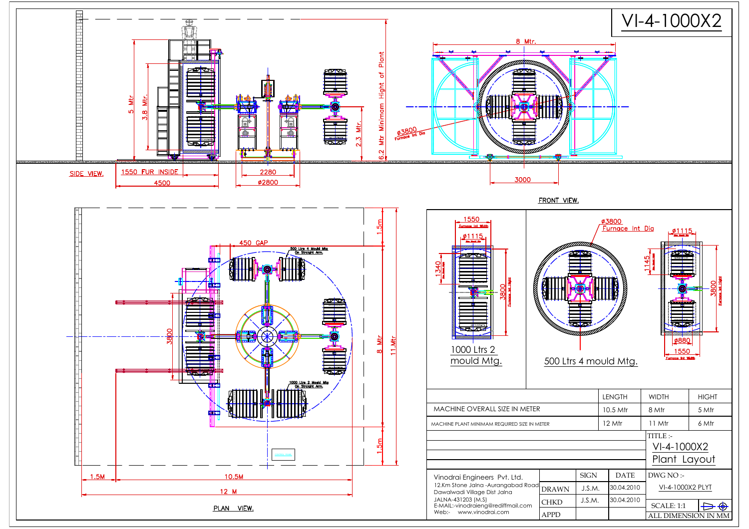# VI-4-1000X2

SIDE VIEW.

5 Mtr.
3.8 Mtr.
2.3 Mtr.
6.2 Mtr Minimam Hight of Plant
1550 FUR INSIDE
4500
2280
ø2800

FRONT VIEW.

8 Mtr.
ø3800
Furnace Int Dia
3000

PLAN VIEW.

1.5m
450 GAP
500 Ltrs 4 Mould Mtg On Straight Arm.
1000 Ltrs 2 Mould Mtg On Straight Arm.
3800
8 Mtr
11.Mtr
1.5m
1.5M
10.5M
12 M

1550
Furnace Int Width
ø1115
1340
3800
Furnace Int Hight
1000 Ltrs 2 mould Mtg.

ø3800
Furnace Int Dia
500 Ltrs 4 mould Mtg.

ø1115
1145
3800
Furnace Int Hight
ø880
1550
Furnace Int Width

| | LENGTH | WIDTH | HIGHT |
|---|---|---|---|
| MACHINE OVERALL SIZE IN METER | 10.5 Mtr | 8 Mtr | 5 Mtr |
| MACHINE PLANT MINIMAM REQUIRED SIZE IN METER | 12 Mtr | 11 Mtr | 6 Mtr |

TITLE :-
VI-4-1000X2
Plant Layout

Vinodrai Engineers Pvt. Ltd.
12.Km Stone Jalna -Aurangabad Road
Dawalwadi Village Dist Jalna
JALNA-431203 (M.S)
E-MAIL:-vinodraieng@rediffmail.com
Web:- www.vinodrai.com

| | SIGN | DATE |
|---|---|---|
| DRAWN | J.S.M. | 30.04.2010 |
| CHKD | J.S.M. | 30.04.2010 |
| APPD | | |

DWG NO :-
VI-4-1000X2 PLYT

SCALE: 1:1

ALL DIMENSION IN MM